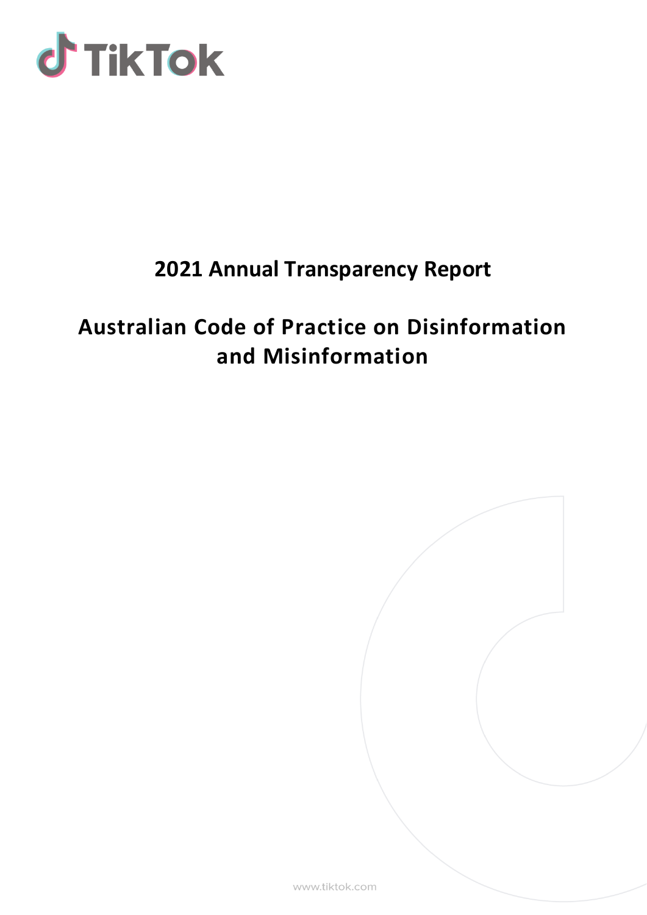TikTok

# 2021 Annual Transparency Report

# Australian Code of Practice on Disinformation and Misinformation

www.tiktok.com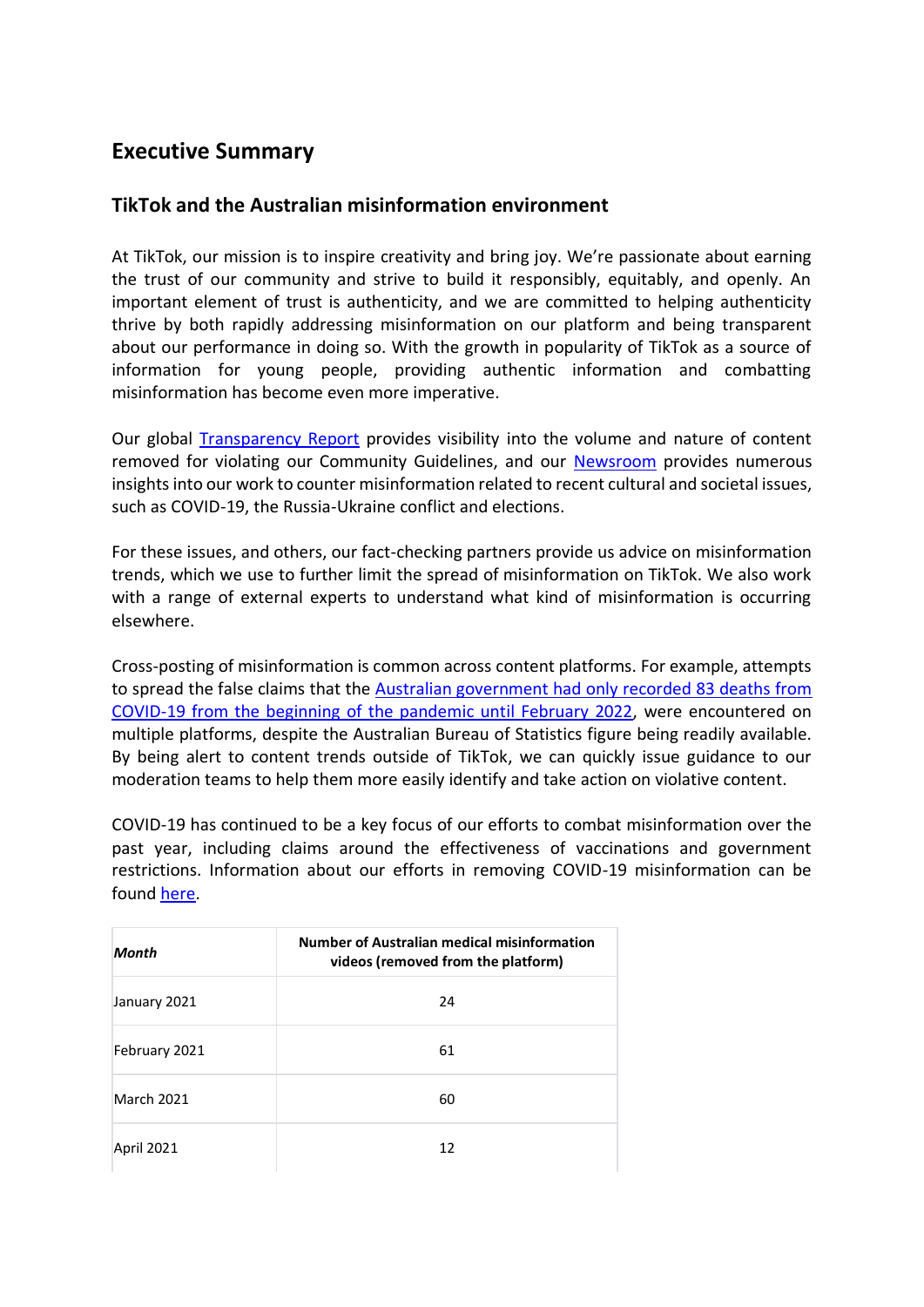# Executive Summary

## TikTok and the Australian misinformation environment

At TikTok, our mission is to inspire creativity and bring joy. We're passionate about earning the trust of our community and strive to build it responsibly, equitably, and openly. An important element of trust is authenticity, and we are committed to helping authenticity thrive by both rapidly addressing misinformation on our platform and being transparent about our performance in doing so. With the growth in popularity of TikTok as a source of information for young people, providing authentic information and combatting misinformation has become even more imperative.

Our global [Transparency Report](#) provides visibility into the volume and nature of content removed for violating our Community Guidelines, and our [Newsroom](#) provides numerous insights into our work to counter misinformation related to recent cultural and societal issues, such as COVID-19, the Russia-Ukraine conflict and elections.

For these issues, and others, our fact-checking partners provide us advice on misinformation trends, which we use to further limit the spread of misinformation on TikTok. We also work with a range of external experts to understand what kind of misinformation is occurring elsewhere.

Cross-posting of misinformation is common across content platforms. For example, attempts to spread the false claims that the [Australian government had only recorded 83 deaths from COVID-19 from the beginning of the pandemic until February 2022](#), were encountered on multiple platforms, despite the Australian Bureau of Statistics figure being readily available. By being alert to content trends outside of TikTok, we can quickly issue guidance to our moderation teams to help them more easily identify and take action on violative content.

COVID-19 has continued to be a key focus of our efforts to combat misinformation over the past year, including claims around the effectiveness of vaccinations and government restrictions. Information about our efforts in removing COVID-19 misinformation can be found [here](#).

| *Month* | Number of Australian medical misinformation videos (removed from the platform) |
|---|---|
| January 2021 | 24 |
| February 2021 | 61 |
| March 2021 | 60 |
| April 2021 | 12 |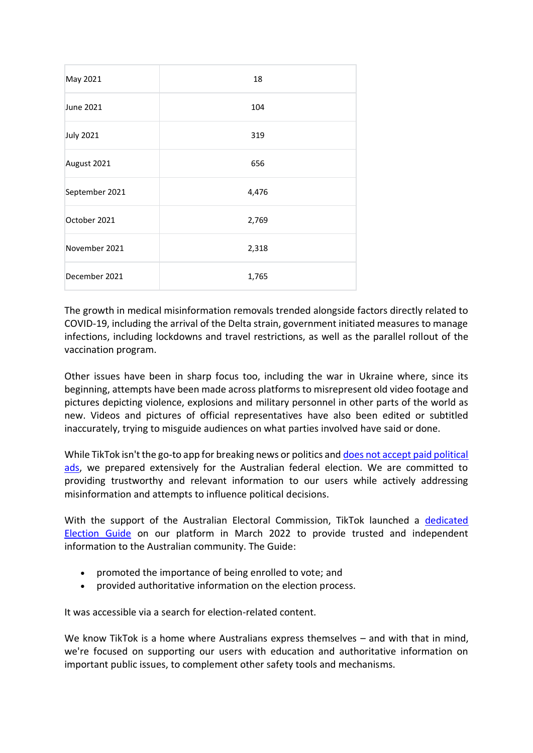| May 2021 | 18 |
|---|---|
| June 2021 | 104 |
| July 2021 | 319 |
| August 2021 | 656 |
| September 2021 | 4,476 |
| October 2021 | 2,769 |
| November 2021 | 2,318 |
| December 2021 | 1,765 |

The growth in medical misinformation removals trended alongside factors directly related to COVID-19, including the arrival of the Delta strain, government initiated measures to manage infections, including lockdowns and travel restrictions, as well as the parallel rollout of the vaccination program.

Other issues have been in sharp focus too, including the war in Ukraine where, since its beginning, attempts have been made across platforms to misrepresent old video footage and pictures depicting violence, explosions and military personnel in other parts of the world as new. Videos and pictures of official representatives have also been edited or subtitled inaccurately, trying to misguide audiences on what parties involved have said or done.

While TikTok isn't the go-to app for breaking news or politics and does not accept paid political ads, we prepared extensively for the Australian federal election. We are committed to providing trustworthy and relevant information to our users while actively addressing misinformation and attempts to influence political decisions.

With the support of the Australian Electoral Commission, TikTok launched a dedicated Election Guide on our platform in March 2022 to provide trusted and independent information to the Australian community. The Guide:

- promoted the importance of being enrolled to vote; and
- provided authoritative information on the election process.

It was accessible via a search for election-related content.

We know TikTok is a home where Australians express themselves – and with that in mind, we're focused on supporting our users with education and authoritative information on important public issues, to complement other safety tools and mechanisms.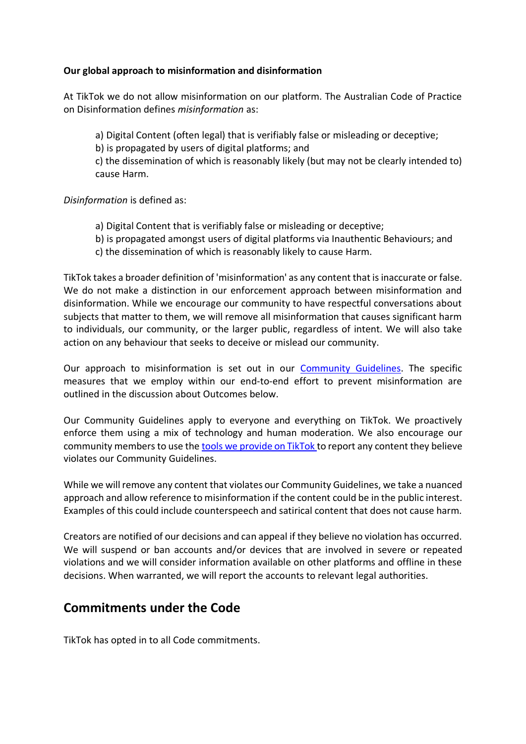**Our global approach to misinformation and disinformation**

At TikTok we do not allow misinformation on our platform. The Australian Code of Practice on Disinformation defines *misinformation* as:

> a) Digital Content (often legal) that is verifiably false or misleading or deceptive;
> b) is propagated by users of digital platforms; and
> c) the dissemination of which is reasonably likely (but may not be clearly intended to) cause Harm.

*Disinformation* is defined as:

> a) Digital Content that is verifiably false or misleading or deceptive;
> b) is propagated amongst users of digital platforms via Inauthentic Behaviours; and
> c) the dissemination of which is reasonably likely to cause Harm.

TikTok takes a broader definition of 'misinformation' as any content that is inaccurate or false. We do not make a distinction in our enforcement approach between misinformation and disinformation. While we encourage our community to have respectful conversations about subjects that matter to them, we will remove all misinformation that causes significant harm to individuals, our community, or the larger public, regardless of intent. We will also take action on any behaviour that seeks to deceive or mislead our community.

Our approach to misinformation is set out in our Community Guidelines. The specific measures that we employ within our end-to-end effort to prevent misinformation are outlined in the discussion about Outcomes below.

Our Community Guidelines apply to everyone and everything on TikTok. We proactively enforce them using a mix of technology and human moderation. We also encourage our community members to use the tools we provide on TikTok to report any content they believe violates our Community Guidelines.

While we will remove any content that violates our Community Guidelines, we take a nuanced approach and allow reference to misinformation if the content could be in the public interest. Examples of this could include counterspeech and satirical content that does not cause harm.

Creators are notified of our decisions and can appeal if they believe no violation has occurred. We will suspend or ban accounts and/or devices that are involved in severe or repeated violations and we will consider information available on other platforms and offline in these decisions. When warranted, we will report the accounts to relevant legal authorities.

## Commitments under the Code

TikTok has opted in to all Code commitments.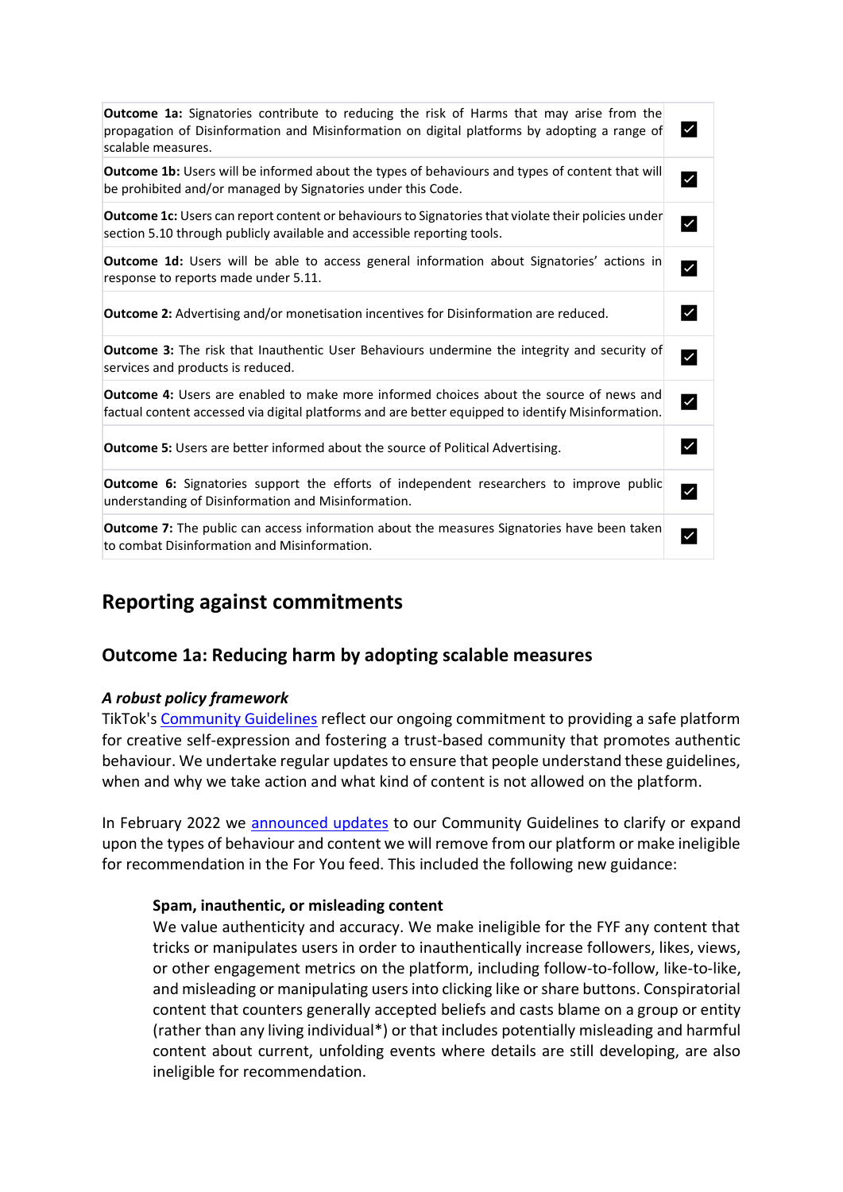| | |
|---|---|
| **Outcome 1a:** Signatories contribute to reducing the risk of Harms that may arise from the propagation of Disinformation and Misinformation on digital platforms by adopting a range of scalable measures. | ☑ |
| **Outcome 1b:** Users will be informed about the types of behaviours and types of content that will be prohibited and/or managed by Signatories under this Code. | ☑ |
| **Outcome 1c:** Users can report content or behaviours to Signatories that violate their policies under section 5.10 through publicly available and accessible reporting tools. | ☑ |
| **Outcome 1d:** Users will be able to access general information about Signatories' actions in response to reports made under 5.11. | ☑ |
| **Outcome 2:** Advertising and/or monetisation incentives for Disinformation are reduced. | ☑ |
| **Outcome 3:** The risk that Inauthentic User Behaviours undermine the integrity and security of services and products is reduced. | ☑ |
| **Outcome 4:** Users are enabled to make more informed choices about the source of news and factual content accessed via digital platforms and are better equipped to identify Misinformation. | ☑ |
| **Outcome 5:** Users are better informed about the source of Political Advertising. | ☑ |
| **Outcome 6:** Signatories support the efforts of independent researchers to improve public understanding of Disinformation and Misinformation. | ☑ |
| **Outcome 7:** The public can access information about the measures Signatories have been taken to combat Disinformation and Misinformation. | ☑ |

## Reporting against commitments

### Outcome 1a: Reducing harm by adopting scalable measures

***A robust policy framework***

TikTok's Community Guidelines reflect our ongoing commitment to providing a safe platform for creative self-expression and fostering a trust-based community that promotes authentic behaviour. We undertake regular updates to ensure that people understand these guidelines, when and why we take action and what kind of content is not allowed on the platform.

In February 2022 we announced updates to our Community Guidelines to clarify or expand upon the types of behaviour and content we will remove from our platform or make ineligible for recommendation in the For You feed. This included the following new guidance:

> **Spam, inauthentic, or misleading content**
>
> We value authenticity and accuracy. We make ineligible for the FYF any content that tricks or manipulates users in order to inauthentically increase followers, likes, views, or other engagement metrics on the platform, including follow-to-follow, like-to-like, and misleading or manipulating users into clicking like or share buttons. Conspiratorial content that counters generally accepted beliefs and casts blame on a group or entity (rather than any living individual*) or that includes potentially misleading and harmful content about current, unfolding events where details are still developing, are also ineligible for recommendation.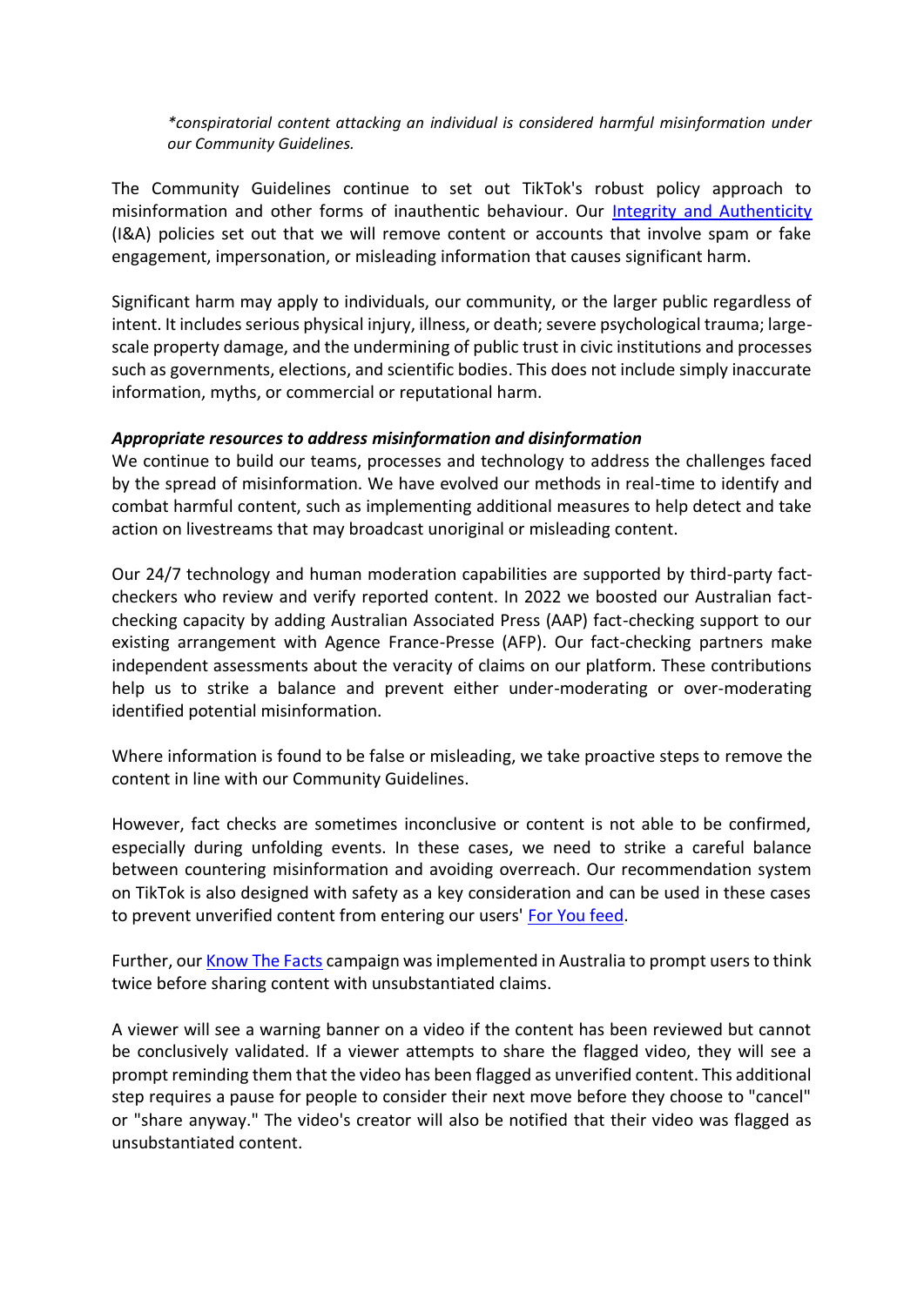*\*conspiratorial content attacking an individual is considered harmful misinformation under our Community Guidelines.*

The Community Guidelines continue to set out TikTok's robust policy approach to misinformation and other forms of inauthentic behaviour. Our [Integrity and Authenticity]() (I&A) policies set out that we will remove content or accounts that involve spam or fake engagement, impersonation, or misleading information that causes significant harm.

Significant harm may apply to individuals, our community, or the larger public regardless of intent. It includes serious physical injury, illness, or death; severe psychological trauma; large-scale property damage, and the undermining of public trust in civic institutions and processes such as governments, elections, and scientific bodies. This does not include simply inaccurate information, myths, or commercial or reputational harm.

***Appropriate resources to address misinformation and disinformation***

We continue to build our teams, processes and technology to address the challenges faced by the spread of misinformation. We have evolved our methods in real-time to identify and combat harmful content, such as implementing additional measures to help detect and take action on livestreams that may broadcast unoriginal or misleading content.

Our 24/7 technology and human moderation capabilities are supported by third-party fact-checkers who review and verify reported content. In 2022 we boosted our Australian fact-checking capacity by adding Australian Associated Press (AAP) fact-checking support to our existing arrangement with Agence France-Presse (AFP). Our fact-checking partners make independent assessments about the veracity of claims on our platform. These contributions help us to strike a balance and prevent either under-moderating or over-moderating identified potential misinformation.

Where information is found to be false or misleading, we take proactive steps to remove the content in line with our Community Guidelines.

However, fact checks are sometimes inconclusive or content is not able to be confirmed, especially during unfolding events. In these cases, we need to strike a careful balance between countering misinformation and avoiding overreach. Our recommendation system on TikTok is also designed with safety as a key consideration and can be used in these cases to prevent unverified content from entering our users' [For You feed]().

Further, our [Know The Facts]() campaign was implemented in Australia to prompt users to think twice before sharing content with unsubstantiated claims.

A viewer will see a warning banner on a video if the content has been reviewed but cannot be conclusively validated. If a viewer attempts to share the flagged video, they will see a prompt reminding them that the video has been flagged as unverified content. This additional step requires a pause for people to consider their next move before they choose to "cancel" or "share anyway." The video's creator will also be notified that their video was flagged as unsubstantiated content.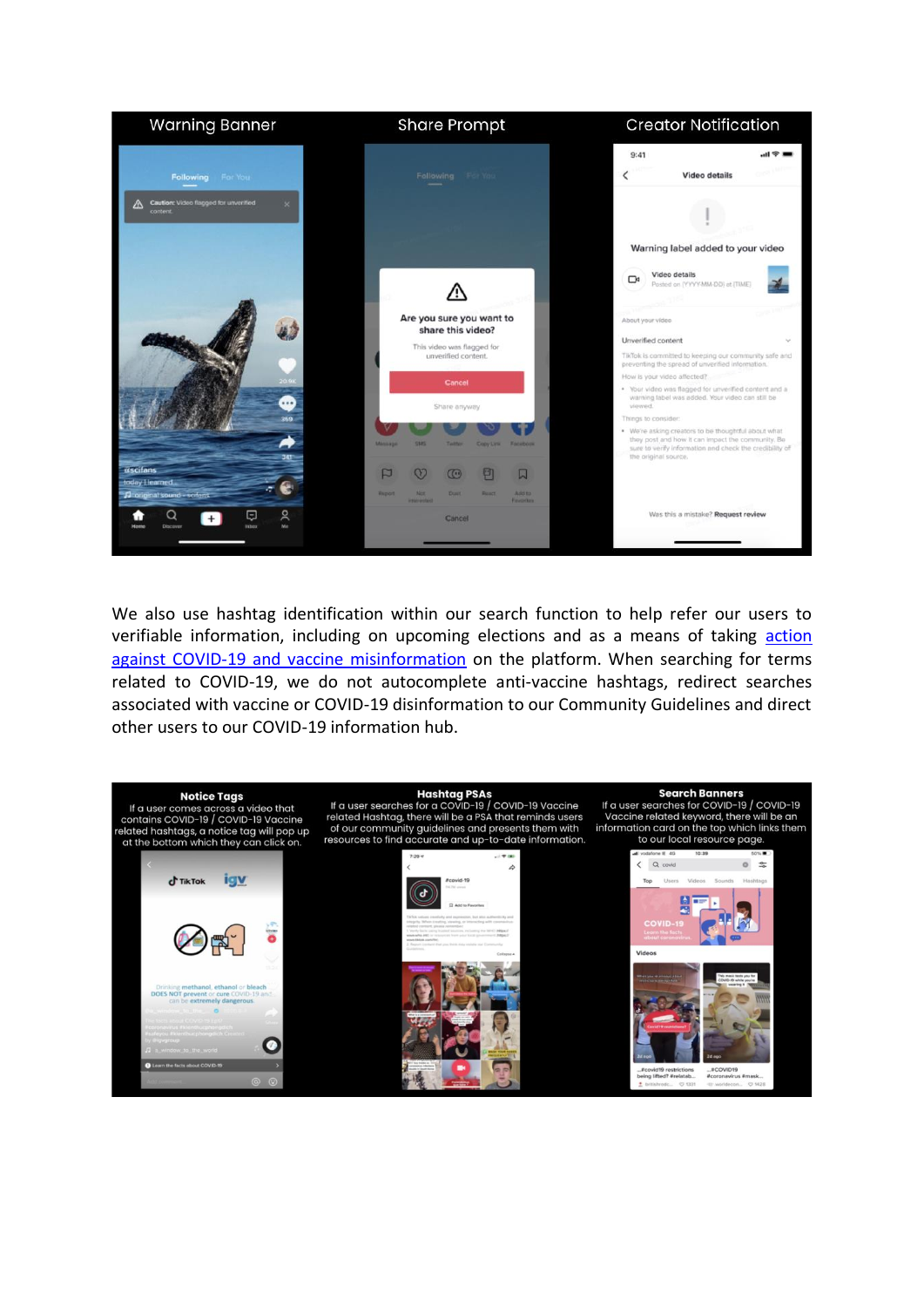We also use hashtag identification within our search function to help refer our users to verifiable information, including on upcoming elections and as a means of taking [action against COVID-19 and vaccine misinformation]() on the platform. When searching for terms related to COVID-19, we do not autocomplete anti-vaccine hashtags, redirect searches associated with vaccine or COVID-19 disinformation to our Community Guidelines and direct other users to our COVID-19 information hub.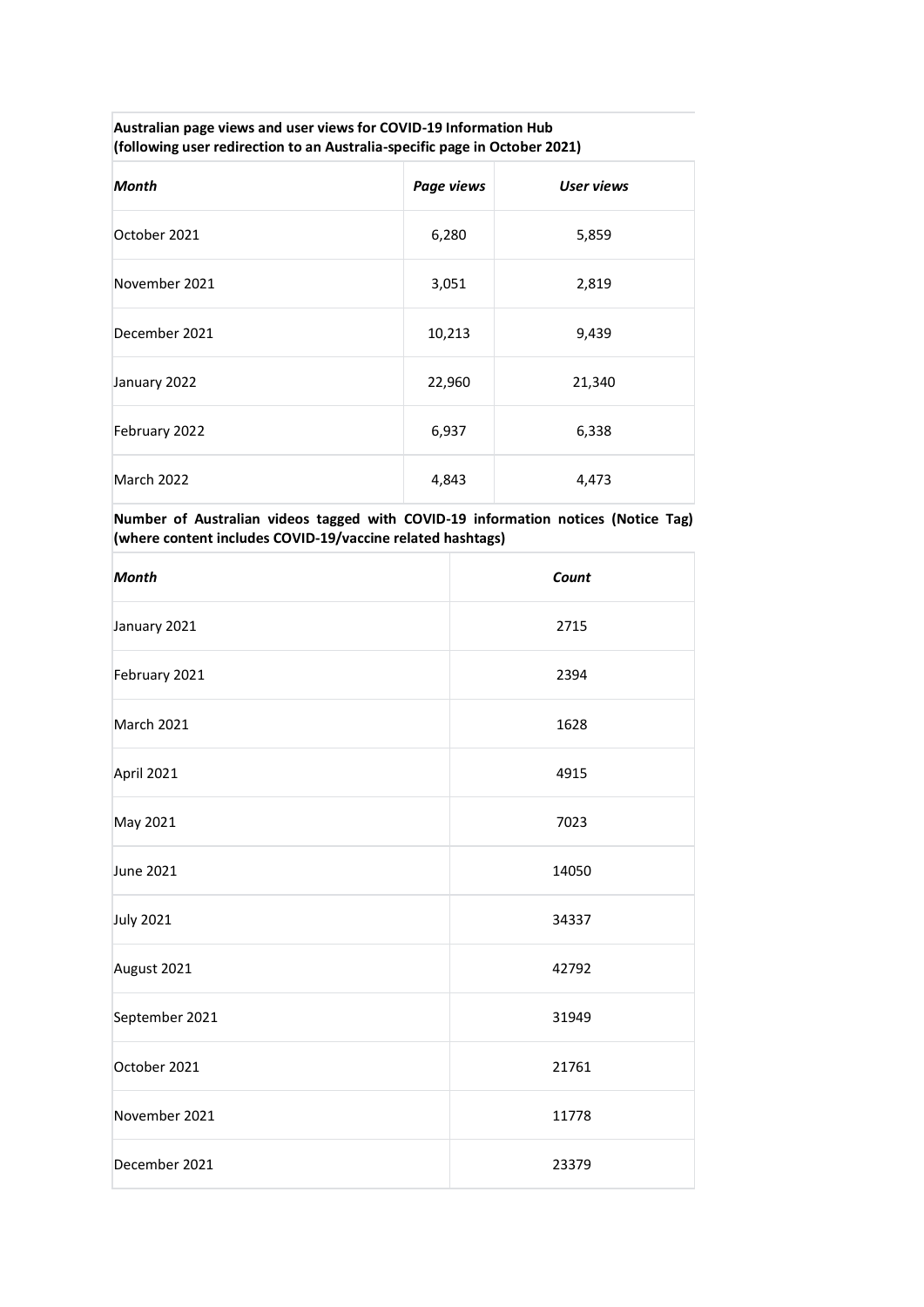| **Australian page views and user views for COVID-19 Information Hub (following user redirection to an Australia-specific page in October 2021)** | | |
|---|---|---|
| ***Month*** | ***Page views*** | ***User views*** |
| October 2021 | 6,280 | 5,859 |
| November 2021 | 3,051 | 2,819 |
| December 2021 | 10,213 | 9,439 |
| January 2022 | 22,960 | 21,340 |
| February 2022 | 6,937 | 6,338 |
| March 2022 | 4,843 | 4,473 |

| **Number of Australian videos tagged with COVID-19 information notices (Notice Tag) (where content includes COVID-19/vaccine related hashtags)** | |
|---|---|
| ***Month*** | ***Count*** |
| January 2021 | 2715 |
| February 2021 | 2394 |
| March 2021 | 1628 |
| April 2021 | 4915 |
| May 2021 | 7023 |
| June 2021 | 14050 |
| July 2021 | 34337 |
| August 2021 | 42792 |
| September 2021 | 31949 |
| October 2021 | 21761 |
| November 2021 | 11778 |
| December 2021 | 23379 |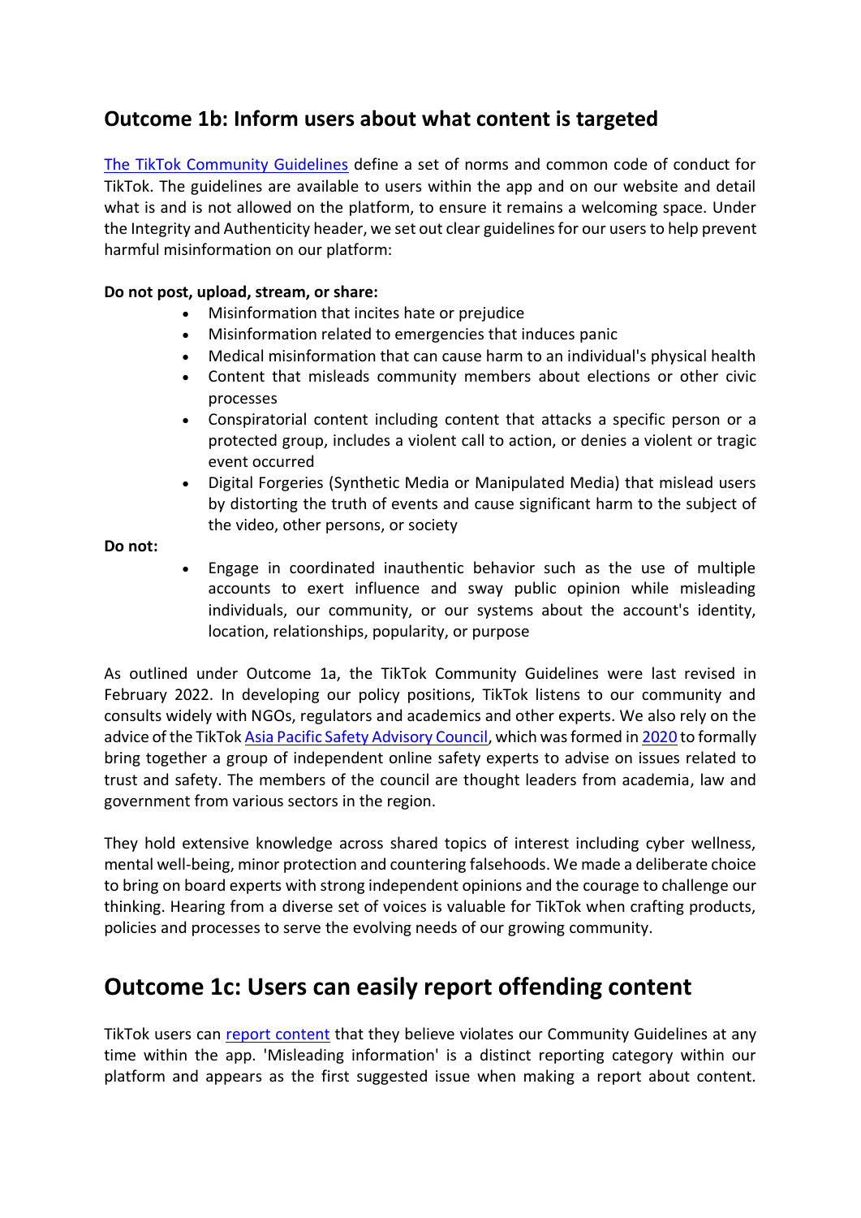## Outcome 1b: Inform users about what content is targeted

[The TikTok Community Guidelines] define a set of norms and common code of conduct for TikTok. The guidelines are available to users within the app and on our website and detail what is and is not allowed on the platform, to ensure it remains a welcoming space. Under the Integrity and Authenticity header, we set out clear guidelines for our users to help prevent harmful misinformation on our platform:

**Do not post, upload, stream, or share:**

- Misinformation that incites hate or prejudice
- Misinformation related to emergencies that induces panic
- Medical misinformation that can cause harm to an individual's physical health
- Content that misleads community members about elections or other civic processes
- Conspiratorial content including content that attacks a specific person or a protected group, includes a violent call to action, or denies a violent or tragic event occurred
- Digital Forgeries (Synthetic Media or Manipulated Media) that mislead users by distorting the truth of events and cause significant harm to the subject of the video, other persons, or society

**Do not:**

- Engage in coordinated inauthentic behavior such as the use of multiple accounts to exert influence and sway public opinion while misleading individuals, our community, or our systems about the account's identity, location, relationships, popularity, or purpose

As outlined under Outcome 1a, the TikTok Community Guidelines were last revised in February 2022. In developing our policy positions, TikTok listens to our community and consults widely with NGOs, regulators and academics and other experts. We also rely on the advice of the TikTok Asia Pacific Safety Advisory Council, which was formed in 2020 to formally bring together a group of independent online safety experts to advise on issues related to trust and safety. The members of the council are thought leaders from academia, law and government from various sectors in the region.

They hold extensive knowledge across shared topics of interest including cyber wellness, mental well-being, minor protection and countering falsehoods. We made a deliberate choice to bring on board experts with strong independent opinions and the courage to challenge our thinking. Hearing from a diverse set of voices is valuable for TikTok when crafting products, policies and processes to serve the evolving needs of our growing community.

## Outcome 1c: Users can easily report offending content

TikTok users can report content that they believe violates our Community Guidelines at any time within the app. 'Misleading information' is a distinct reporting category within our platform and appears as the first suggested issue when making a report about content.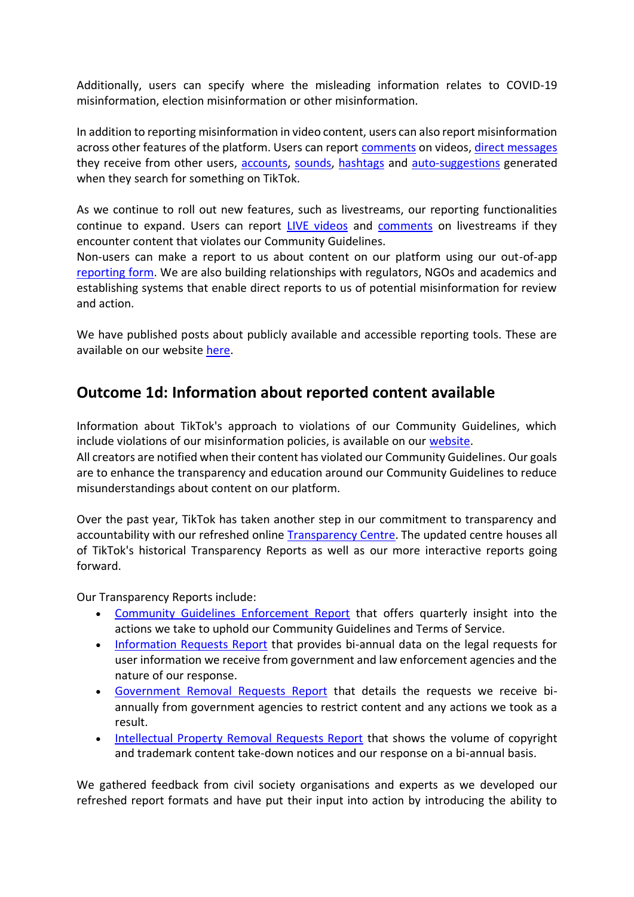Additionally, users can specify where the misleading information relates to COVID-19 misinformation, election misinformation or other misinformation.

In addition to reporting misinformation in video content, users can also report misinformation across other features of the platform. Users can report comments on videos, direct messages they receive from other users, accounts, sounds, hashtags and auto-suggestions generated when they search for something on TikTok.

As we continue to roll out new features, such as livestreams, our reporting functionalities continue to expand. Users can report LIVE videos and comments on livestreams if they encounter content that violates our Community Guidelines.
Non-users can make a report to us about content on our platform using our out-of-app reporting form. We are also building relationships with regulators, NGOs and academics and establishing systems that enable direct reports to us of potential misinformation for review and action.

We have published posts about publicly available and accessible reporting tools. These are available on our website here.

## Outcome 1d: Information about reported content available

Information about TikTok's approach to violations of our Community Guidelines, which include violations of our misinformation policies, is available on our website.
All creators are notified when their content has violated our Community Guidelines. Our goals are to enhance the transparency and education around our Community Guidelines to reduce misunderstandings about content on our platform.

Over the past year, TikTok has taken another step in our commitment to transparency and accountability with our refreshed online Transparency Centre. The updated centre houses all of TikTok's historical Transparency Reports as well as our more interactive reports going forward.

Our Transparency Reports include:

- Community Guidelines Enforcement Report that offers quarterly insight into the actions we take to uphold our Community Guidelines and Terms of Service.
- Information Requests Report that provides bi-annual data on the legal requests for user information we receive from government and law enforcement agencies and the nature of our response.
- Government Removal Requests Report that details the requests we receive bi-annually from government agencies to restrict content and any actions we took as a result.
- Intellectual Property Removal Requests Report that shows the volume of copyright and trademark content take-down notices and our response on a bi-annual basis.

We gathered feedback from civil society organisations and experts as we developed our refreshed report formats and have put their input into action by introducing the ability to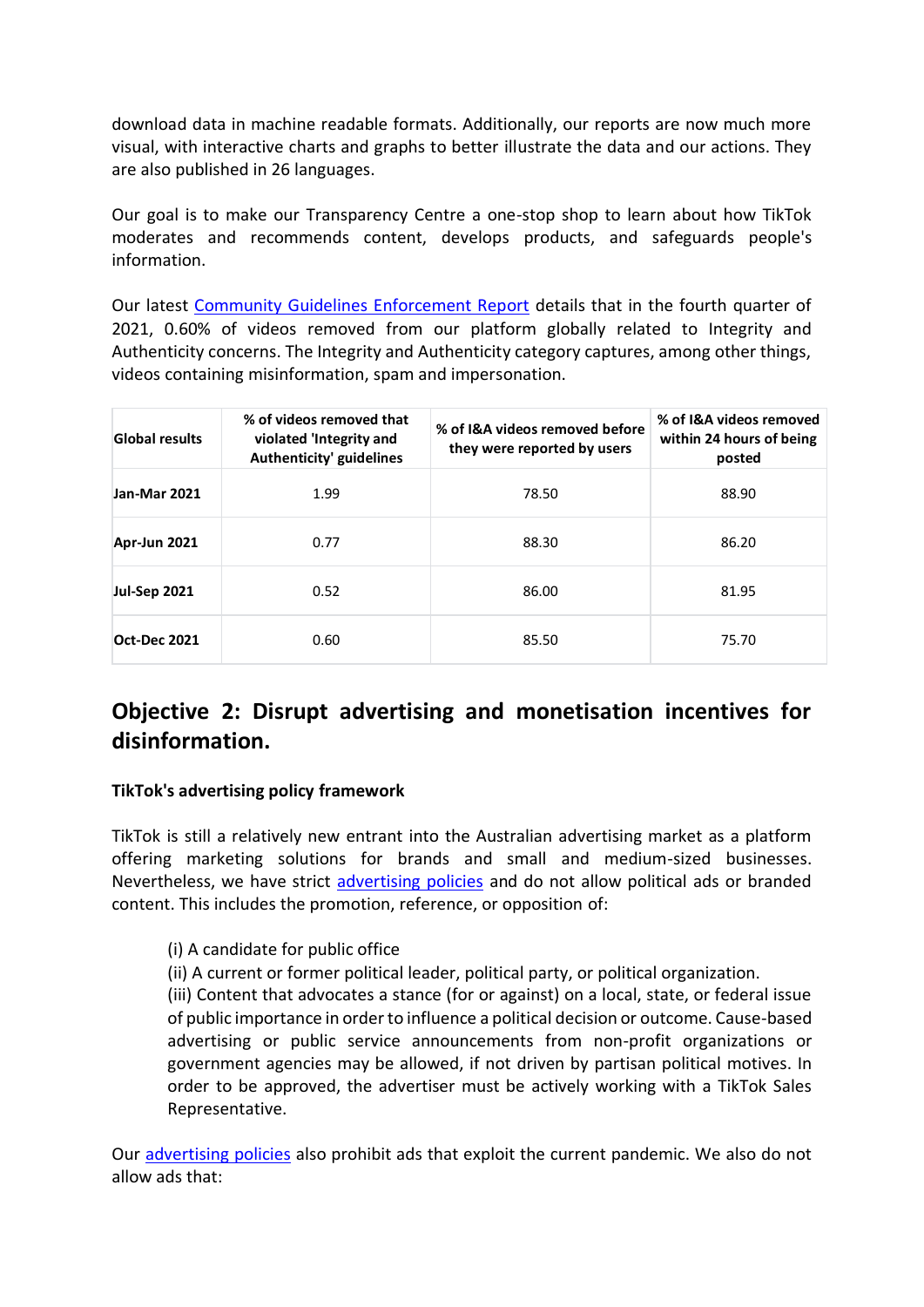download data in machine readable formats. Additionally, our reports are now much more visual, with interactive charts and graphs to better illustrate the data and our actions. They are also published in 26 languages.

Our goal is to make our Transparency Centre a one-stop shop to learn about how TikTok moderates and recommends content, develops products, and safeguards people's information.

Our latest [Community Guidelines Enforcement Report]() details that in the fourth quarter of 2021, 0.60% of videos removed from our platform globally related to Integrity and Authenticity concerns. The Integrity and Authenticity category captures, among other things, videos containing misinformation, spam and impersonation.

| Global results | % of videos removed that violated 'Integrity and Authenticity' guidelines | % of I&A videos removed before they were reported by users | % of I&A videos removed within 24 hours of being posted |
|---|---|---|---|
| **Jan-Mar 2021** | 1.99 | 78.50 | 88.90 |
| **Apr-Jun 2021** | 0.77 | 88.30 | 86.20 |
| **Jul-Sep 2021** | 0.52 | 86.00 | 81.95 |
| **Oct-Dec 2021** | 0.60 | 85.50 | 75.70 |

## Objective 2: Disrupt advertising and monetisation incentives for disinformation.

**TikTok's advertising policy framework**

TikTok is still a relatively new entrant into the Australian advertising market as a platform offering marketing solutions for brands and small and medium-sized businesses. Nevertheless, we have strict [advertising policies]() and do not allow political ads or branded content. This includes the promotion, reference, or opposition of:

(i) A candidate for public office
(ii) A current or former political leader, political party, or political organization.
(iii) Content that advocates a stance (for or against) on a local, state, or federal issue of public importance in order to influence a political decision or outcome. Cause-based advertising or public service announcements from non-profit organizations or government agencies may be allowed, if not driven by partisan political motives. In order to be approved, the advertiser must be actively working with a TikTok Sales Representative.

Our [advertising policies]() also prohibit ads that exploit the current pandemic. We also do not allow ads that: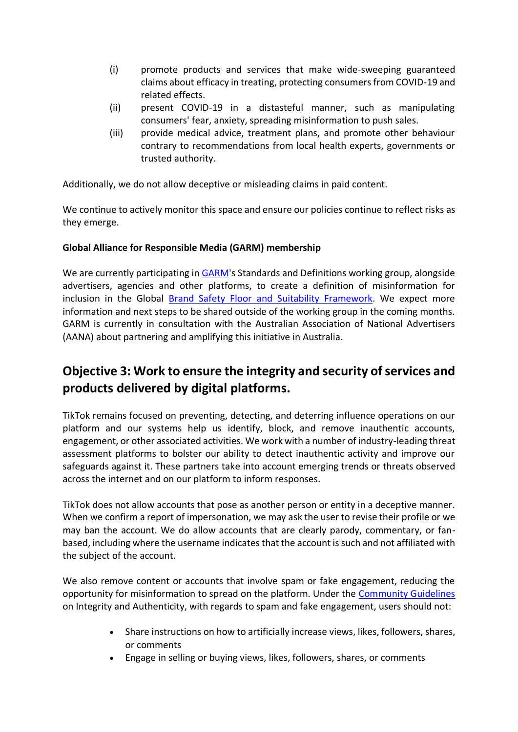(i) promote products and services that make wide-sweeping guaranteed claims about efficacy in treating, protecting consumers from COVID-19 and related effects.

(ii) present COVID-19 in a distasteful manner, such as manipulating consumers' fear, anxiety, spreading misinformation to push sales.

(iii) provide medical advice, treatment plans, and promote other behaviour contrary to recommendations from local health experts, governments or trusted authority.

Additionally, we do not allow deceptive or misleading claims in paid content.

We continue to actively monitor this space and ensure our policies continue to reflect risks as they emerge.

**Global Alliance for Responsible Media (GARM) membership**

We are currently participating in GARM's Standards and Definitions working group, alongside advertisers, agencies and other platforms, to create a definition of misinformation for inclusion in the Global Brand Safety Floor and Suitability Framework. We expect more information and next steps to be shared outside of the working group in the coming months. GARM is currently in consultation with the Australian Association of National Advertisers (AANA) about partnering and amplifying this initiative in Australia.

## Objective 3: Work to ensure the integrity and security of services and products delivered by digital platforms.

TikTok remains focused on preventing, detecting, and deterring influence operations on our platform and our systems help us identify, block, and remove inauthentic accounts, engagement, or other associated activities. We work with a number of industry-leading threat assessment platforms to bolster our ability to detect inauthentic activity and improve our safeguards against it. These partners take into account emerging trends or threats observed across the internet and on our platform to inform responses.

TikTok does not allow accounts that pose as another person or entity in a deceptive manner. When we confirm a report of impersonation, we may ask the user to revise their profile or we may ban the account. We do allow accounts that are clearly parody, commentary, or fan-based, including where the username indicates that the account is such and not affiliated with the subject of the account.

We also remove content or accounts that involve spam or fake engagement, reducing the opportunity for misinformation to spread on the platform. Under the Community Guidelines on Integrity and Authenticity, with regards to spam and fake engagement, users should not:

- Share instructions on how to artificially increase views, likes, followers, shares, or comments
- Engage in selling or buying views, likes, followers, shares, or comments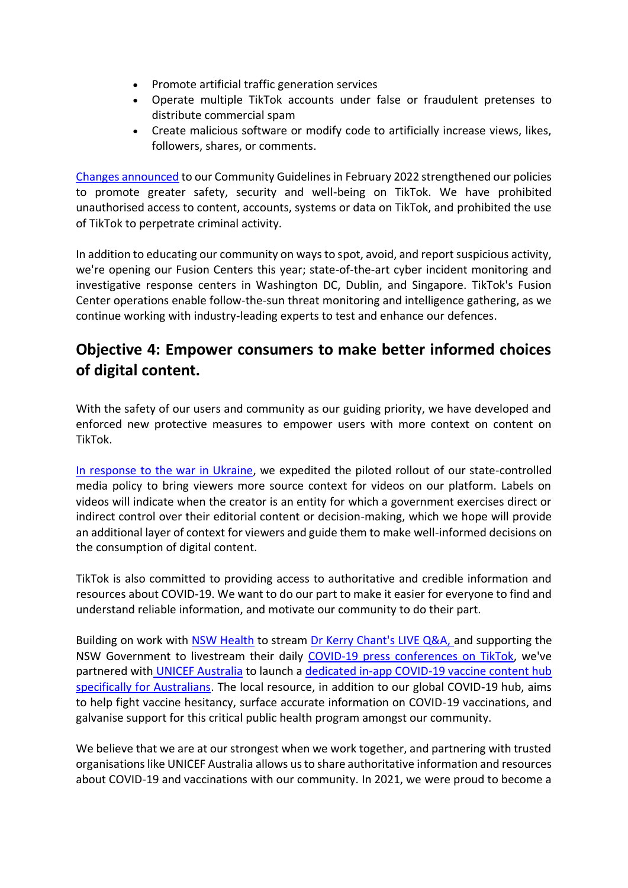- Promote artificial traffic generation services
- Operate multiple TikTok accounts under false or fraudulent pretenses to distribute commercial spam
- Create malicious software or modify code to artificially increase views, likes, followers, shares, or comments.

Changes announced to our Community Guidelines in February 2022 strengthened our policies to promote greater safety, security and well-being on TikTok. We have prohibited unauthorised access to content, accounts, systems or data on TikTok, and prohibited the use of TikTok to perpetrate criminal activity.

In addition to educating our community on ways to spot, avoid, and report suspicious activity, we're opening our Fusion Centers this year; state-of-the-art cyber incident monitoring and investigative response centers in Washington DC, Dublin, and Singapore. TikTok's Fusion Center operations enable follow-the-sun threat monitoring and intelligence gathering, as we continue working with industry-leading experts to test and enhance our defences.

## Objective 4: Empower consumers to make better informed choices of digital content.

With the safety of our users and community as our guiding priority, we have developed and enforced new protective measures to empower users with more context on content on TikTok.

In response to the war in Ukraine, we expedited the piloted rollout of our state-controlled media policy to bring viewers more source context for videos on our platform. Labels on videos will indicate when the creator is an entity for which a government exercises direct or indirect control over their editorial content or decision-making, which we hope will provide an additional layer of context for viewers and guide them to make well-informed decisions on the consumption of digital content.

TikTok is also committed to providing access to authoritative and credible information and resources about COVID-19. We want to do our part to make it easier for everyone to find and understand reliable information, and motivate our community to do their part.

Building on work with NSW Health to stream Dr Kerry Chant's LIVE Q&A, and supporting the NSW Government to livestream their daily COVID-19 press conferences on TikTok, we've partnered with UNICEF Australia to launch a dedicated in-app COVID-19 vaccine content hub specifically for Australians. The local resource, in addition to our global COVID-19 hub, aims to help fight vaccine hesitancy, surface accurate information on COVID-19 vaccinations, and galvanise support for this critical public health program amongst our community.

We believe that we are at our strongest when we work together, and partnering with trusted organisations like UNICEF Australia allows us to share authoritative information and resources about COVID-19 and vaccinations with our community. In 2021, we were proud to become a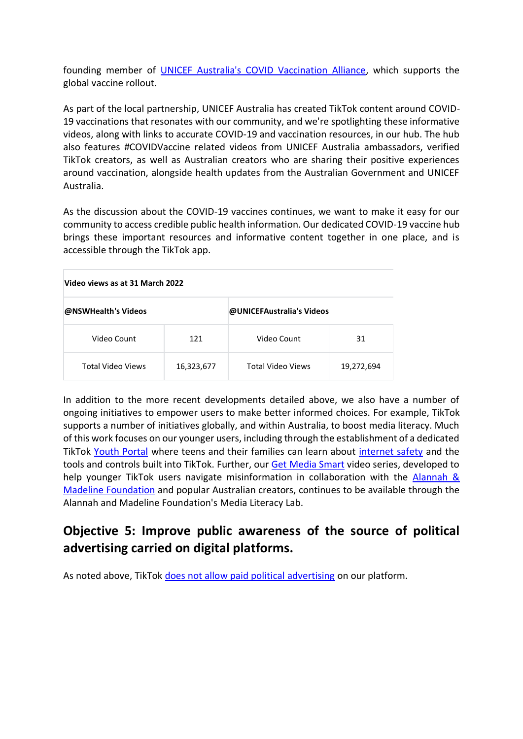founding member of UNICEF Australia's COVID Vaccination Alliance, which supports the global vaccine rollout.

As part of the local partnership, UNICEF Australia has created TikTok content around COVID-19 vaccinations that resonates with our community, and we're spotlighting these informative videos, along with links to accurate COVID-19 and vaccination resources, in our hub. The hub also features #COVIDVaccine related videos from UNICEF Australia ambassadors, verified TikTok creators, as well as Australian creators who are sharing their positive experiences around vaccination, alongside health updates from the Australian Government and UNICEF Australia.

As the discussion about the COVID-19 vaccines continues, we want to make it easy for our community to access credible public health information. Our dedicated COVID-19 vaccine hub brings these important resources and informative content together in one place, and is accessible through the TikTok app.

| **Video views as at 31 March 2022** | | | |
|---|---|---|---|
| **@NSWHealth's Videos** | | **@UNICEFAustralia's Videos** | |
| Video Count | 121 | Video Count | 31 |
| Total Video Views | 16,323,677 | Total Video Views | 19,272,694 |

In addition to the more recent developments detailed above, we also have a number of ongoing initiatives to empower users to make better informed choices. For example, TikTok supports a number of initiatives globally, and within Australia, to boost media literacy. Much of this work focuses on our younger users, including through the establishment of a dedicated TikTok Youth Portal where teens and their families can learn about internet safety and the tools and controls built into TikTok. Further, our Get Media Smart video series, developed to help younger TikTok users navigate misinformation in collaboration with the Alannah & Madeline Foundation and popular Australian creators, continues to be available through the Alannah and Madeline Foundation's Media Literacy Lab.

## Objective 5: Improve public awareness of the source of political advertising carried on digital platforms.

As noted above, TikTok does not allow paid political advertising on our platform.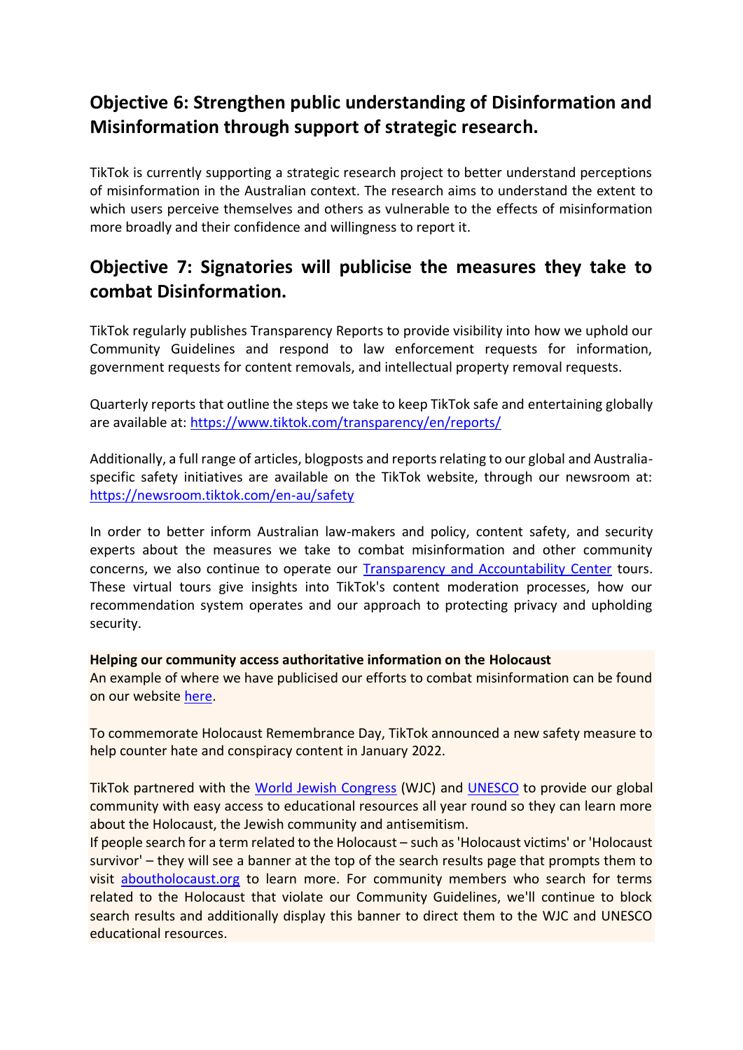## Objective 6: Strengthen public understanding of Disinformation and Misinformation through support of strategic research.

TikTok is currently supporting a strategic research project to better understand perceptions of misinformation in the Australian context. The research aims to understand the extent to which users perceive themselves and others as vulnerable to the effects of misinformation more broadly and their confidence and willingness to report it.

## Objective 7: Signatories will publicise the measures they take to combat Disinformation.

TikTok regularly publishes Transparency Reports to provide visibility into how we uphold our Community Guidelines and respond to law enforcement requests for information, government requests for content removals, and intellectual property removal requests.

Quarterly reports that outline the steps we take to keep TikTok safe and entertaining globally are available at: [https://www.tiktok.com/transparency/en/reports/](https://www.tiktok.com/transparency/en/reports/)

Additionally, a full range of articles, blogposts and reports relating to our global and Australia-specific safety initiatives are available on the TikTok website, through our newsroom at: [https://newsroom.tiktok.com/en-au/safety](https://newsroom.tiktok.com/en-au/safety)

In order to better inform Australian law-makers and policy, content safety, and security experts about the measures we take to combat misinformation and other community concerns, we also continue to operate our Transparency and Accountability Center tours. These virtual tours give insights into TikTok's content moderation processes, how our recommendation system operates and our approach to protecting privacy and upholding security.

**Helping our community access authoritative information on the Holocaust**
An example of where we have publicised our efforts to combat misinformation can be found on our website here.

To commemorate Holocaust Remembrance Day, TikTok announced a new safety measure to help counter hate and conspiracy content in January 2022.

TikTok partnered with the World Jewish Congress (WJC) and UNESCO to provide our global community with easy access to educational resources all year round so they can learn more about the Holocaust, the Jewish community and antisemitism.
If people search for a term related to the Holocaust – such as 'Holocaust victims' or 'Holocaust survivor' – they will see a banner at the top of the search results page that prompts them to visit aboutholocaust.org to learn more. For community members who search for terms related to the Holocaust that violate our Community Guidelines, we'll continue to block search results and additionally display this banner to direct them to the WJC and UNESCO educational resources.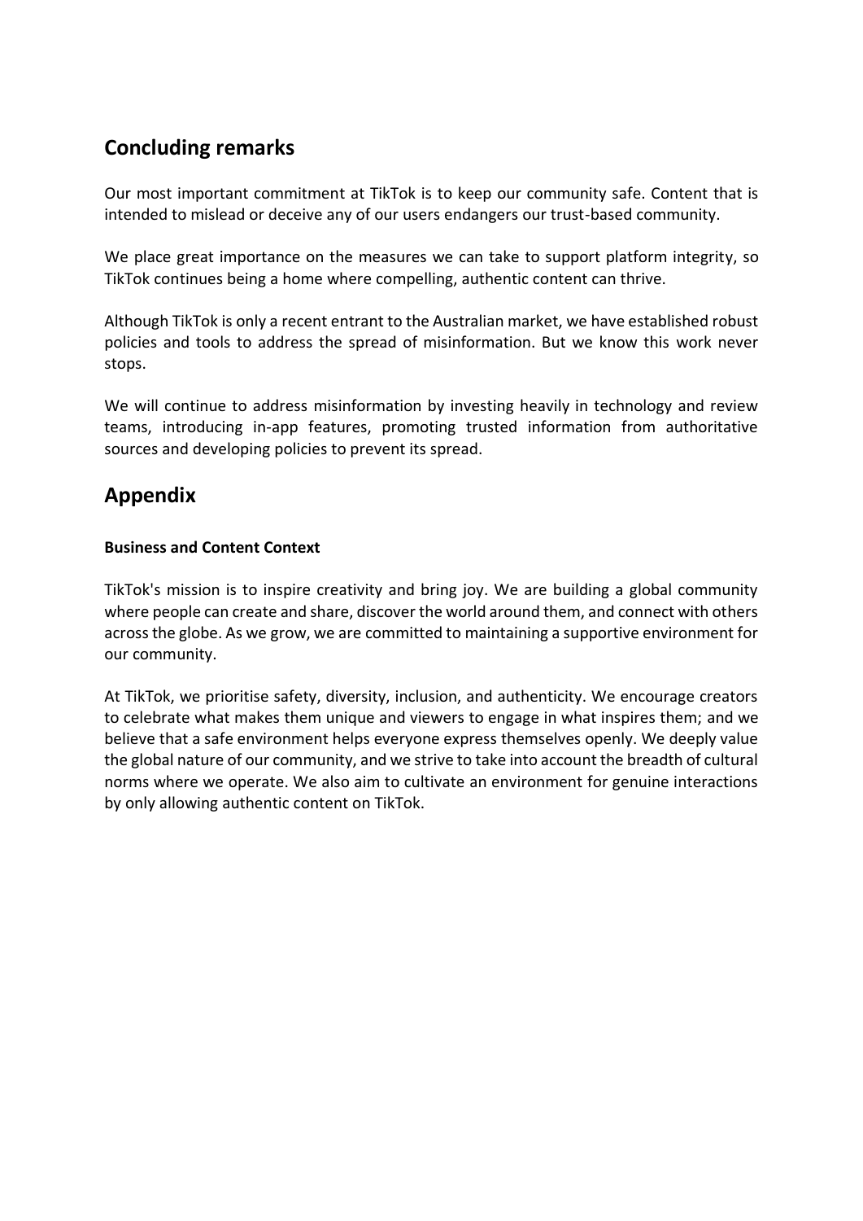## Concluding remarks

Our most important commitment at TikTok is to keep our community safe. Content that is intended to mislead or deceive any of our users endangers our trust-based community.

We place great importance on the measures we can take to support platform integrity, so TikTok continues being a home where compelling, authentic content can thrive.

Although TikTok is only a recent entrant to the Australian market, we have established robust policies and tools to address the spread of misinformation. But we know this work never stops.

We will continue to address misinformation by investing heavily in technology and review teams, introducing in-app features, promoting trusted information from authoritative sources and developing policies to prevent its spread.

## Appendix

**Business and Content Context**

TikTok's mission is to inspire creativity and bring joy. We are building a global community where people can create and share, discover the world around them, and connect with others across the globe. As we grow, we are committed to maintaining a supportive environment for our community.

At TikTok, we prioritise safety, diversity, inclusion, and authenticity. We encourage creators to celebrate what makes them unique and viewers to engage in what inspires them; and we believe that a safe environment helps everyone express themselves openly. We deeply value the global nature of our community, and we strive to take into account the breadth of cultural norms where we operate. We also aim to cultivate an environment for genuine interactions by only allowing authentic content on TikTok.